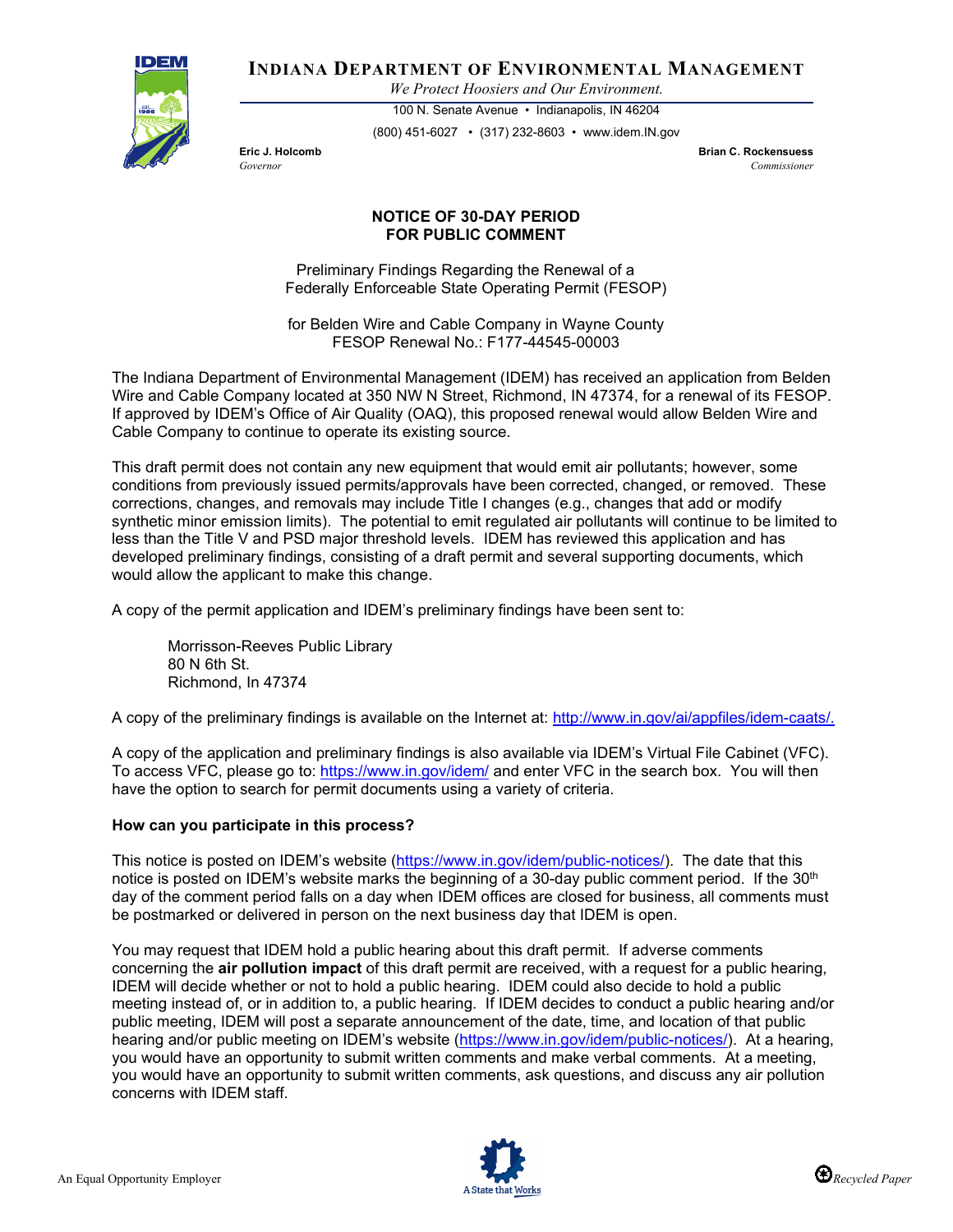# INDIANA DEPARTMENT OF ENVIRONMENTAL MANAGEMENT

*We Protect Hoosiers and Our Environment.*

100 N. Senate Avenue • Indianapolis, IN 46204

(800) 451-6027 • (317) 232-8603 • www.idem.IN.gov

**Eric J. Holcomb**
*Governor*

**Brian C. Rockensuess**
*Commissioner*

## NOTICE OF 30-DAY PERIOD FOR PUBLIC COMMENT

Preliminary Findings Regarding the Renewal of a Federally Enforceable State Operating Permit (FESOP)

for Belden Wire and Cable Company in Wayne County
FESOP Renewal No.: F177-44545-00003

The Indiana Department of Environmental Management (IDEM) has received an application from Belden Wire and Cable Company located at 350 NW N Street, Richmond, IN 47374, for a renewal of its FESOP. If approved by IDEM's Office of Air Quality (OAQ), this proposed renewal would allow Belden Wire and Cable Company to continue to operate its existing source.

This draft permit does not contain any new equipment that would emit air pollutants; however, some conditions from previously issued permits/approvals have been corrected, changed, or removed. These corrections, changes, and removals may include Title I changes (e.g., changes that add or modify synthetic minor emission limits). The potential to emit regulated air pollutants will continue to be limited to less than the Title V and PSD major threshold levels. IDEM has reviewed this application and has developed preliminary findings, consisting of a draft permit and several supporting documents, which would allow the applicant to make this change.

A copy of the permit application and IDEM's preliminary findings have been sent to:

Morrisson-Reeves Public Library
80 N 6th St.
Richmond, In 47374

A copy of the preliminary findings is available on the Internet at: http://www.in.gov/ai/appfiles/idem-caats/.

A copy of the application and preliminary findings is also available via IDEM's Virtual File Cabinet (VFC). To access VFC, please go to: https://www.in.gov/idem/ and enter VFC in the search box. You will then have the option to search for permit documents using a variety of criteria.

**How can you participate in this process?**

This notice is posted on IDEM's website (https://www.in.gov/idem/public-notices/). The date that this notice is posted on IDEM's website marks the beginning of a 30-day public comment period. If the 30th day of the comment period falls on a day when IDEM offices are closed for business, all comments must be postmarked or delivered in person on the next business day that IDEM is open.

You may request that IDEM hold a public hearing about this draft permit. If adverse comments concerning the **air pollution impact** of this draft permit are received, with a request for a public hearing, IDEM will decide whether or not to hold a public hearing. IDEM could also decide to hold a public meeting instead of, or in addition to, a public hearing. If IDEM decides to conduct a public hearing and/or public meeting, IDEM will post a separate announcement of the date, time, and location of that public hearing and/or public meeting on IDEM's website (https://www.in.gov/idem/public-notices/). At a hearing, you would have an opportunity to submit written comments and make verbal comments. At a meeting, you would have an opportunity to submit written comments, ask questions, and discuss any air pollution concerns with IDEM staff.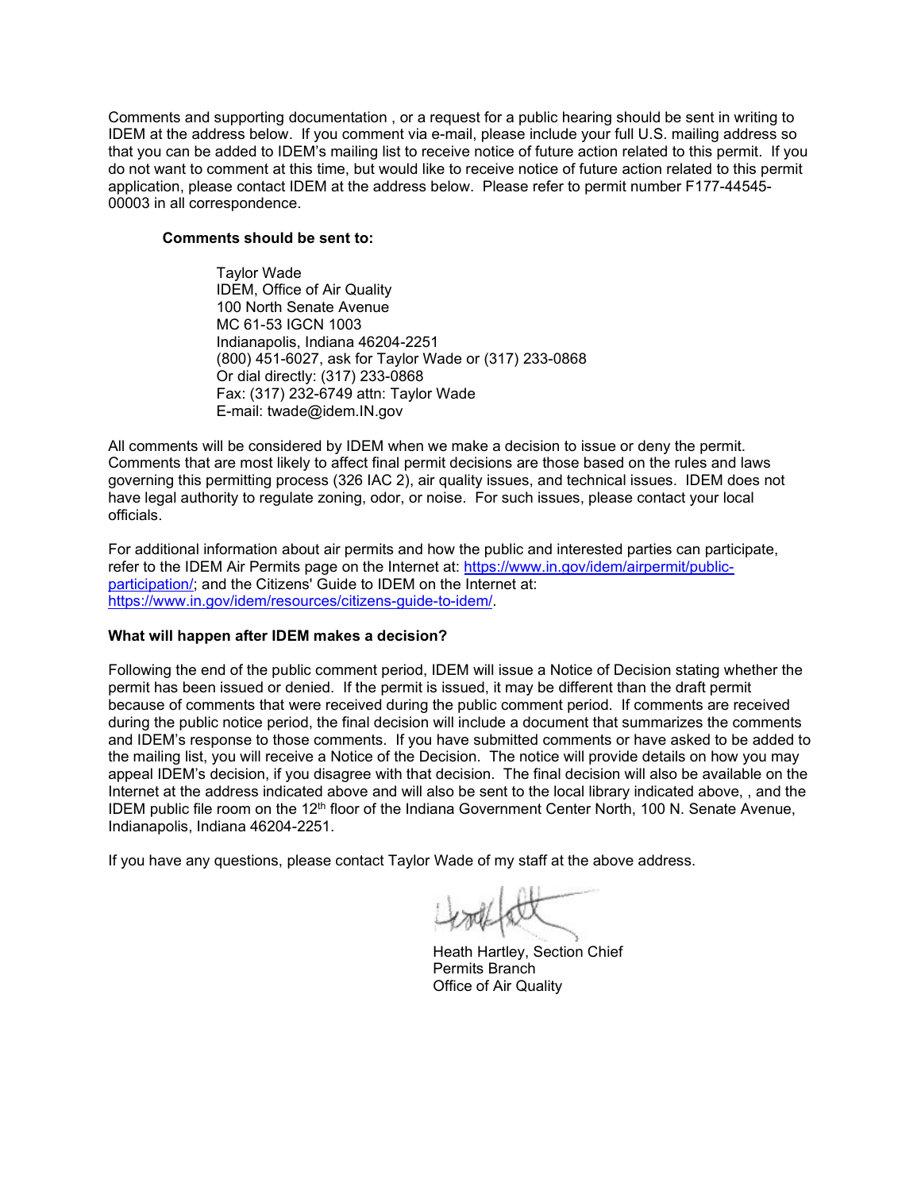Comments and supporting documentation , or a request for a public hearing should be sent in writing to IDEM at the address below. If you comment via e-mail, please include your full U.S. mailing address so that you can be added to IDEM's mailing list to receive notice of future action related to this permit. If you do not want to comment at this time, but would like to receive notice of future action related to this permit application, please contact IDEM at the address below. Please refer to permit number F177-44545-00003 in all correspondence.

**Comments should be sent to:**

Taylor Wade
IDEM, Office of Air Quality
100 North Senate Avenue
MC 61-53 IGCN 1003
Indianapolis, Indiana 46204-2251
(800) 451-6027, ask for Taylor Wade or (317) 233-0868
Or dial directly: (317) 233-0868
Fax: (317) 232-6749 attn: Taylor Wade
E-mail: twade@idem.IN.gov

All comments will be considered by IDEM when we make a decision to issue or deny the permit. Comments that are most likely to affect final permit decisions are those based on the rules and laws governing this permitting process (326 IAC 2), air quality issues, and technical issues. IDEM does not have legal authority to regulate zoning, odor, or noise. For such issues, please contact your local officials.

For additional information about air permits and how the public and interested parties can participate, refer to the IDEM Air Permits page on the Internet at: https://www.in.gov/idem/airpermit/public-participation/; and the Citizens' Guide to IDEM on the Internet at: https://www.in.gov/idem/resources/citizens-guide-to-idem/.

**What will happen after IDEM makes a decision?**

Following the end of the public comment period, IDEM will issue a Notice of Decision stating whether the permit has been issued or denied. If the permit is issued, it may be different than the draft permit because of comments that were received during the public comment period. If comments are received during the public notice period, the final decision will include a document that summarizes the comments and IDEM's response to those comments. If you have submitted comments or have asked to be added to the mailing list, you will receive a Notice of the Decision. The notice will provide details on how you may appeal IDEM's decision, if you disagree with that decision. The final decision will also be available on the Internet at the address indicated above and will also be sent to the local library indicated above, , and the IDEM public file room on the 12th floor of the Indiana Government Center North, 100 N. Senate Avenue, Indianapolis, Indiana 46204-2251.

If you have any questions, please contact Taylor Wade of my staff at the above address.

Heath Hartley, Section Chief
Permits Branch
Office of Air Quality